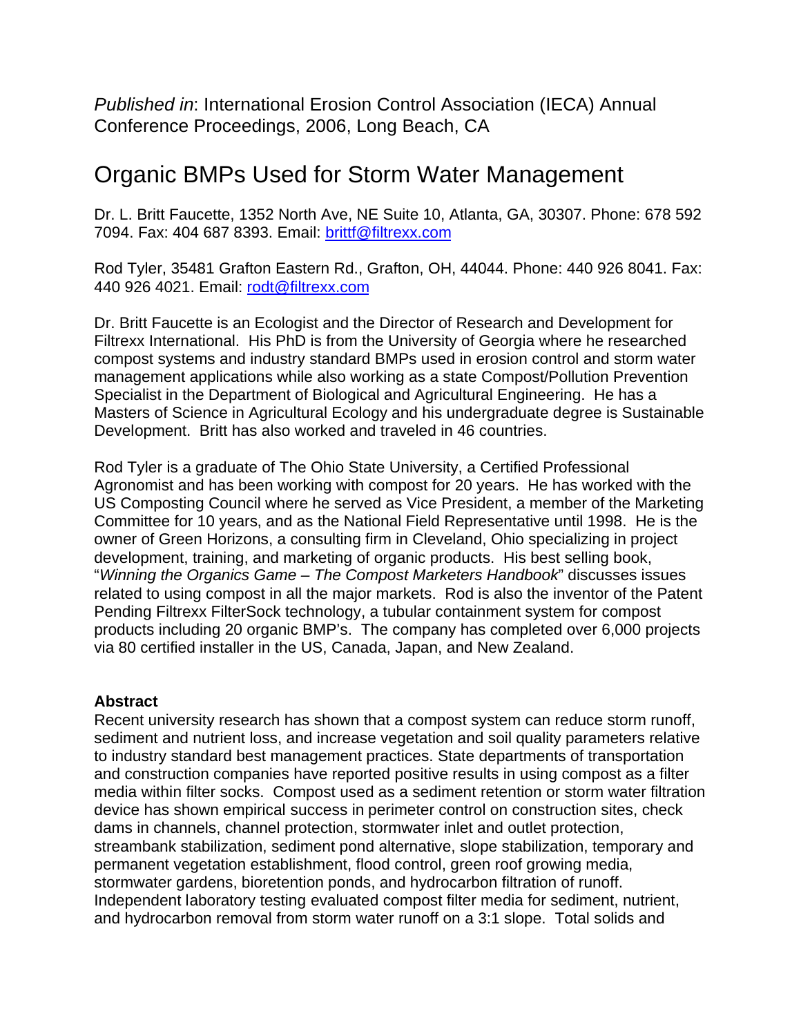*Published in*: International Erosion Control Association (IECA) Annual Conference Proceedings, 2006, Long Beach, CA

# Organic BMPs Used for Storm Water Management

Dr. L. Britt Faucette, 1352 North Ave, NE Suite 10, Atlanta, GA, 30307. Phone: 678 592 7094. Fax: 404 687 8393. Email: brittf@filtrexx.com

Rod Tyler, 35481 Grafton Eastern Rd., Grafton, OH, 44044. Phone: 440 926 8041. Fax: 440 926 4021. Email: rodt@filtrexx.com

Dr. Britt Faucette is an Ecologist and the Director of Research and Development for Filtrexx International. His PhD is from the University of Georgia where he researched compost systems and industry standard BMPs used in erosion control and storm water management applications while also working as a state Compost/Pollution Prevention Specialist in the Department of Biological and Agricultural Engineering. He has a Masters of Science in Agricultural Ecology and his undergraduate degree is Sustainable Development. Britt has also worked and traveled in 46 countries.

Rod Tyler is a graduate of The Ohio State University, a Certified Professional Agronomist and has been working with compost for 20 years. He has worked with the US Composting Council where he served as Vice President, a member of the Marketing Committee for 10 years, and as the National Field Representative until 1998. He is the owner of Green Horizons, a consulting firm in Cleveland, Ohio specializing in project development, training, and marketing of organic products. His best selling book, "*Winning the Organics Game – The Compost Marketers Handbook*" discusses issues related to using compost in all the major markets. Rod is also the inventor of the Patent Pending Filtrexx FilterSock technology, a tubular containment system for compost products including 20 organic BMP's. The company has completed over 6,000 projects via 80 certified installer in the US, Canada, Japan, and New Zealand.

**Abstract**

Recent university research has shown that a compost system can reduce storm runoff, sediment and nutrient loss, and increase vegetation and soil quality parameters relative to industry standard best management practices. State departments of transportation and construction companies have reported positive results in using compost as a filter media within filter socks. Compost used as a sediment retention or storm water filtration device has shown empirical success in perimeter control on construction sites, check dams in channels, channel protection, stormwater inlet and outlet protection, streambank stabilization, sediment pond alternative, slope stabilization, temporary and permanent vegetation establishment, flood control, green roof growing media, stormwater gardens, bioretention ponds, and hydrocarbon filtration of runoff. Independent laboratory testing evaluated compost filter media for sediment, nutrient, and hydrocarbon removal from storm water runoff on a 3:1 slope. Total solids and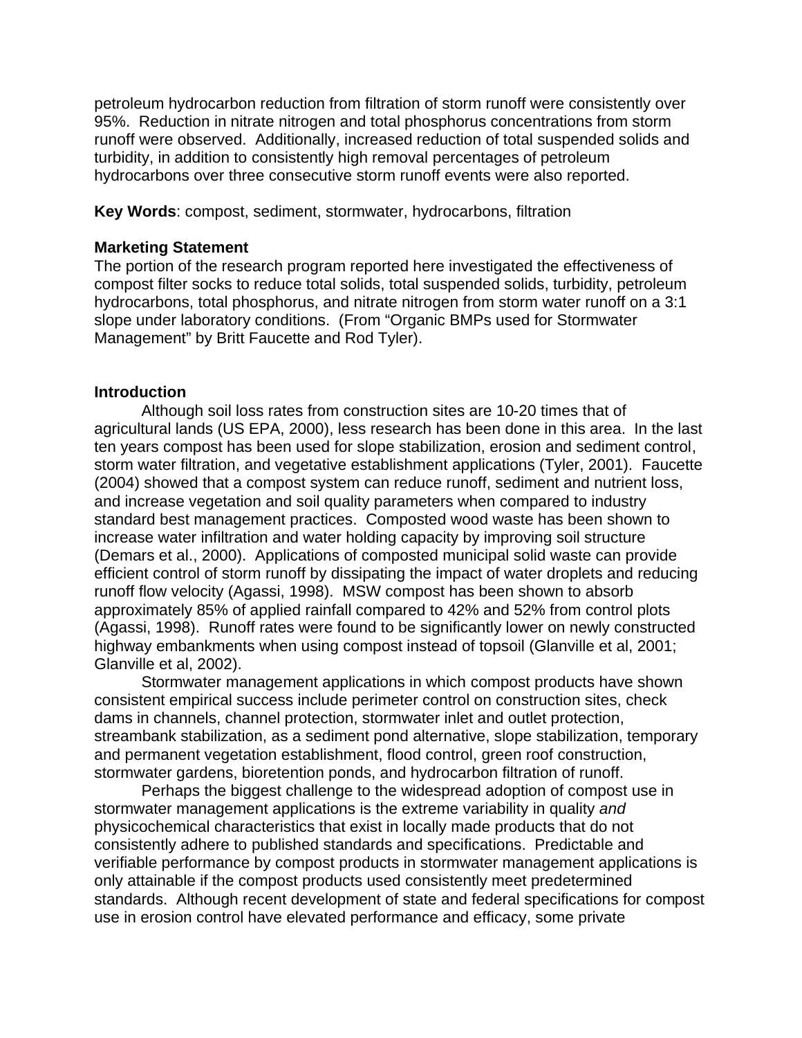petroleum hydrocarbon reduction from filtration of storm runoff were consistently over 95%. Reduction in nitrate nitrogen and total phosphorus concentrations from storm runoff were observed. Additionally, increased reduction of total suspended solids and turbidity, in addition to consistently high removal percentages of petroleum hydrocarbons over three consecutive storm runoff events were also reported.

**Key Words**: compost, sediment, stormwater, hydrocarbons, filtration

**Marketing Statement**
The portion of the research program reported here investigated the effectiveness of compost filter socks to reduce total solids, total suspended solids, turbidity, petroleum hydrocarbons, total phosphorus, and nitrate nitrogen from storm water runoff on a 3:1 slope under laboratory conditions. (From "Organic BMPs used for Stormwater Management" by Britt Faucette and Rod Tyler).

## Introduction

Although soil loss rates from construction sites are 10-20 times that of agricultural lands (US EPA, 2000), less research has been done in this area. In the last ten years compost has been used for slope stabilization, erosion and sediment control, storm water filtration, and vegetative establishment applications (Tyler, 2001). Faucette (2004) showed that a compost system can reduce runoff, sediment and nutrient loss, and increase vegetation and soil quality parameters when compared to industry standard best management practices. Composted wood waste has been shown to increase water infiltration and water holding capacity by improving soil structure (Demars et al., 2000). Applications of composted municipal solid waste can provide efficient control of storm runoff by dissipating the impact of water droplets and reducing runoff flow velocity (Agassi, 1998). MSW compost has been shown to absorb approximately 85% of applied rainfall compared to 42% and 52% from control plots (Agassi, 1998). Runoff rates were found to be significantly lower on newly constructed highway embankments when using compost instead of topsoil (Glanville et al, 2001; Glanville et al, 2002).

Stormwater management applications in which compost products have shown consistent empirical success include perimeter control on construction sites, check dams in channels, channel protection, stormwater inlet and outlet protection, streambank stabilization, as a sediment pond alternative, slope stabilization, temporary and permanent vegetation establishment, flood control, green roof construction, stormwater gardens, bioretention ponds, and hydrocarbon filtration of runoff.

Perhaps the biggest challenge to the widespread adoption of compost use in stormwater management applications is the extreme variability in quality *and* physicochemical characteristics that exist in locally made products that do not consistently adhere to published standards and specifications. Predictable and verifiable performance by compost products in stormwater management applications is only attainable if the compost products used consistently meet predetermined standards. Although recent development of state and federal specifications for compost use in erosion control have elevated performance and efficacy, some private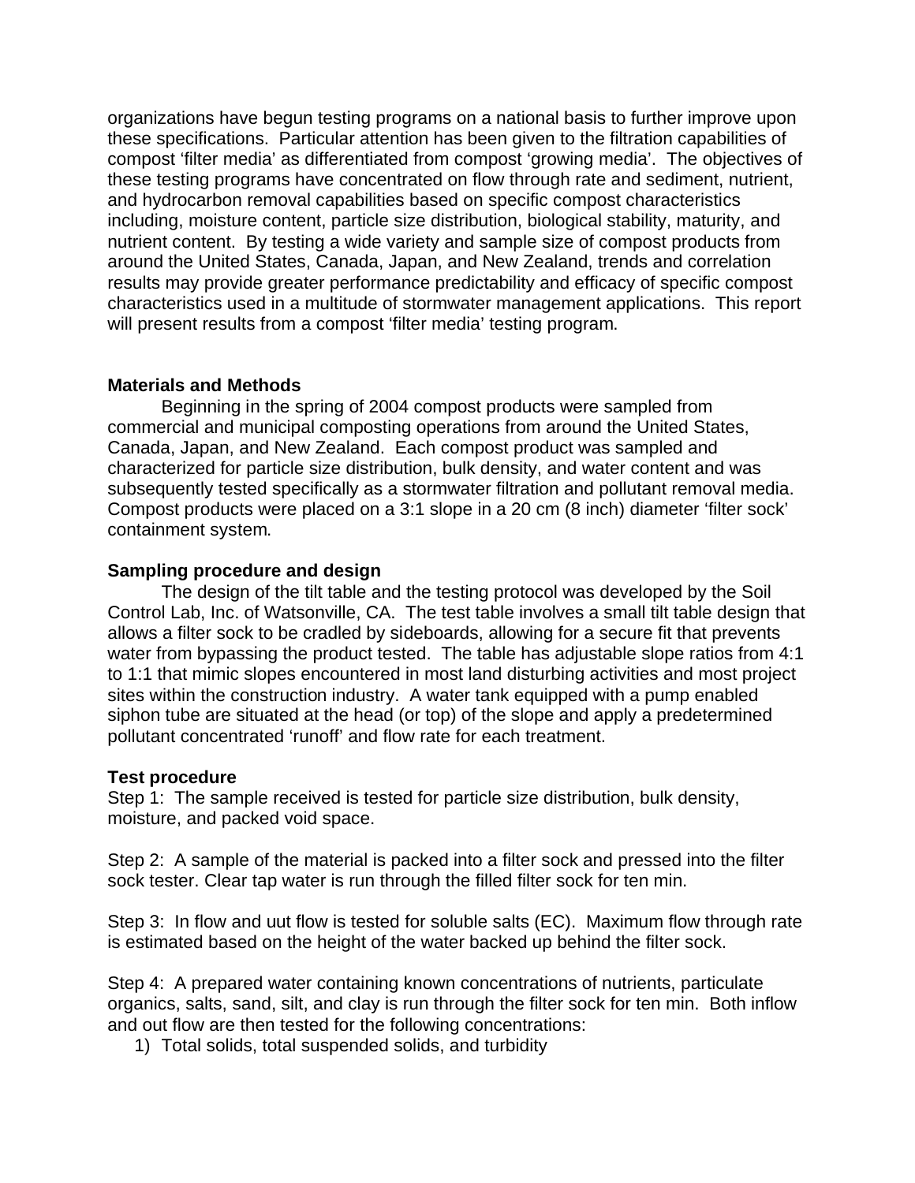organizations have begun testing programs on a national basis to further improve upon these specifications. Particular attention has been given to the filtration capabilities of compost 'filter media' as differentiated from compost 'growing media'. The objectives of these testing programs have concentrated on flow through rate and sediment, nutrient, and hydrocarbon removal capabilities based on specific compost characteristics including, moisture content, particle size distribution, biological stability, maturity, and nutrient content. By testing a wide variety and sample size of compost products from around the United States, Canada, Japan, and New Zealand, trends and correlation results may provide greater performance predictability and efficacy of specific compost characteristics used in a multitude of stormwater management applications. This report will present results from a compost 'filter media' testing program.

## Materials and Methods

Beginning in the spring of 2004 compost products were sampled from commercial and municipal composting operations from around the United States, Canada, Japan, and New Zealand. Each compost product was sampled and characterized for particle size distribution, bulk density, and water content and was subsequently tested specifically as a stormwater filtration and pollutant removal media. Compost products were placed on a 3:1 slope in a 20 cm (8 inch) diameter 'filter sock' containment system.

### Sampling procedure and design

The design of the tilt table and the testing protocol was developed by the Soil Control Lab, Inc. of Watsonville, CA. The test table involves a small tilt table design that allows a filter sock to be cradled by sideboards, allowing for a secure fit that prevents water from bypassing the product tested. The table has adjustable slope ratios from 4:1 to 1:1 that mimic slopes encountered in most land disturbing activities and most project sites within the construction industry. A water tank equipped with a pump enabled siphon tube are situated at the head (or top) of the slope and apply a predetermined pollutant concentrated 'runoff' and flow rate for each treatment.

### Test procedure

Step 1: The sample received is tested for particle size distribution, bulk density, moisture, and packed void space.

Step 2: A sample of the material is packed into a filter sock and pressed into the filter sock tester. Clear tap water is run through the filled filter sock for ten min.

Step 3: In flow and uut flow is tested for soluble salts (EC). Maximum flow through rate is estimated based on the height of the water backed up behind the filter sock.

Step 4: A prepared water containing known concentrations of nutrients, particulate organics, salts, sand, silt, and clay is run through the filter sock for ten min. Both inflow and out flow are then tested for the following concentrations:

1) Total solids, total suspended solids, and turbidity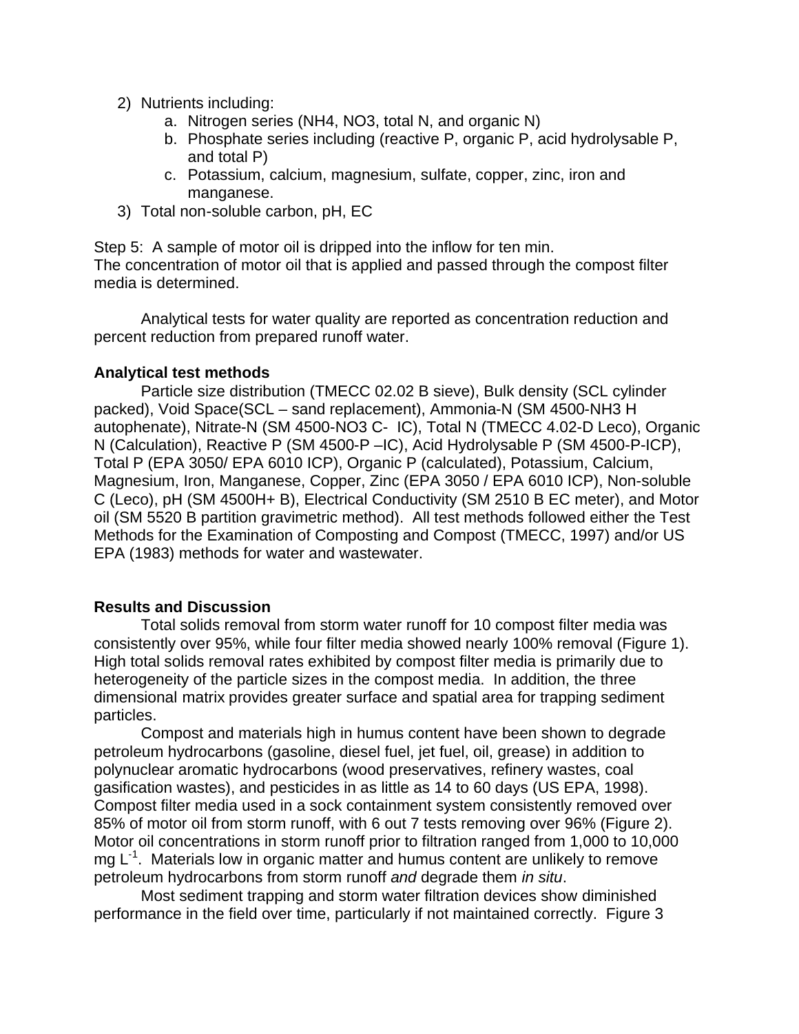2) Nutrients including:
    a. Nitrogen series (NH4, NO3, total N, and organic N)
    b. Phosphate series including (reactive P, organic P, acid hydrolysable P, and total P)
    c. Potassium, calcium, magnesium, sulfate, copper, zinc, iron and manganese.
3) Total non-soluble carbon, pH, EC

Step 5: A sample of motor oil is dripped into the inflow for ten min.
The concentration of motor oil that is applied and passed through the compost filter media is determined.

Analytical tests for water quality are reported as concentration reduction and percent reduction from prepared runoff water.

**Analytical test methods**

Particle size distribution (TMECC 02.02 B sieve), Bulk density (SCL cylinder packed), Void Space(SCL – sand replacement), Ammonia-N (SM 4500-NH3 H autophenate), Nitrate-N (SM 4500-NO3 C- IC), Total N (TMECC 4.02-D Leco), Organic N (Calculation), Reactive P (SM 4500-P –IC), Acid Hydrolysable P (SM 4500-P-ICP), Total P (EPA 3050/ EPA 6010 ICP), Organic P (calculated), Potassium, Calcium, Magnesium, Iron, Manganese, Copper, Zinc (EPA 3050 / EPA 6010 ICP), Non-soluble C (Leco), pH (SM 4500H+ B), Electrical Conductivity (SM 2510 B EC meter), and Motor oil (SM 5520 B partition gravimetric method). All test methods followed either the Test Methods for the Examination of Composting and Compost (TMECC, 1997) and/or US EPA (1983) methods for water and wastewater.

**Results and Discussion**

Total solids removal from storm water runoff for 10 compost filter media was consistently over 95%, while four filter media showed nearly 100% removal (Figure 1). High total solids removal rates exhibited by compost filter media is primarily due to heterogeneity of the particle sizes in the compost media. In addition, the three dimensional matrix provides greater surface and spatial area for trapping sediment particles.

Compost and materials high in humus content have been shown to degrade petroleum hydrocarbons (gasoline, diesel fuel, jet fuel, oil, grease) in addition to polynuclear aromatic hydrocarbons (wood preservatives, refinery wastes, coal gasification wastes), and pesticides in as little as 14 to 60 days (US EPA, 1998). Compost filter media used in a sock containment system consistently removed over 85% of motor oil from storm runoff, with 6 out 7 tests removing over 96% (Figure 2). Motor oil concentrations in storm runoff prior to filtration ranged from 1,000 to 10,000 mg $L^{-1}$. Materials low in organic matter and humus content are unlikely to remove petroleum hydrocarbons from storm runoff *and* degrade them *in situ*.

Most sediment trapping and storm water filtration devices show diminished performance in the field over time, particularly if not maintained correctly. Figure 3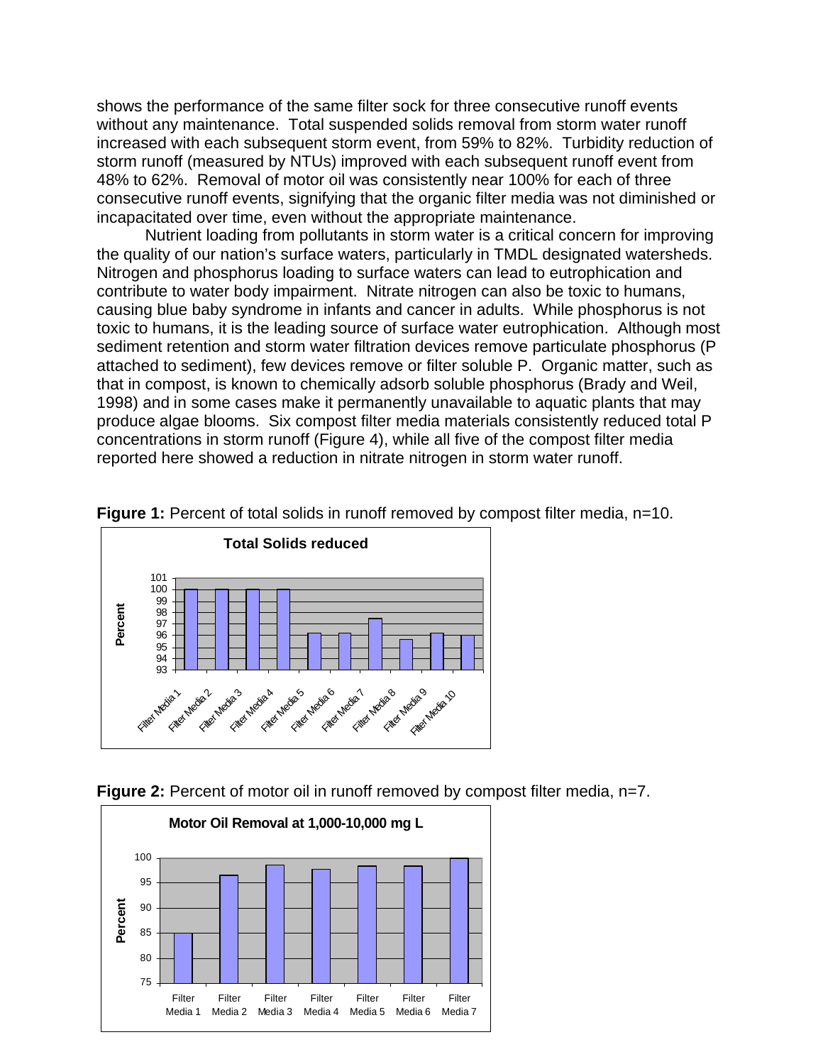shows the performance of the same filter sock for three consecutive runoff events without any maintenance. Total suspended solids removal from storm water runoff increased with each subsequent storm event, from 59% to 82%. Turbidity reduction of storm runoff (measured by NTUs) improved with each subsequent runoff event from 48% to 62%. Removal of motor oil was consistently near 100% for each of three consecutive runoff events, signifying that the organic filter media was not diminished or incapacitated over time, even without the appropriate maintenance.

Nutrient loading from pollutants in storm water is a critical concern for improving the quality of our nation's surface waters, particularly in TMDL designated watersheds. Nitrogen and phosphorus loading to surface waters can lead to eutrophication and contribute to water body impairment. Nitrate nitrogen can also be toxic to humans, causing blue baby syndrome in infants and cancer in adults. While phosphorus is not toxic to humans, it is the leading source of surface water eutrophication. Although most sediment retention and storm water filtration devices remove particulate phosphorus (P attached to sediment), few devices remove or filter soluble P. Organic matter, such as that in compost, is known to chemically adsorb soluble phosphorus (Brady and Weil, 1998) and in some cases make it permanently unavailable to aquatic plants that may produce algae blooms. Six compost filter media materials consistently reduced total P concentrations in storm runoff (Figure 4), while all five of the compost filter media reported here showed a reduction in nitrate nitrogen in storm water runoff.

**Figure 1:** Percent of total solids in runoff removed by compost filter media, n=10.

**Figure 2:** Percent of motor oil in runoff removed by compost filter media, n=7.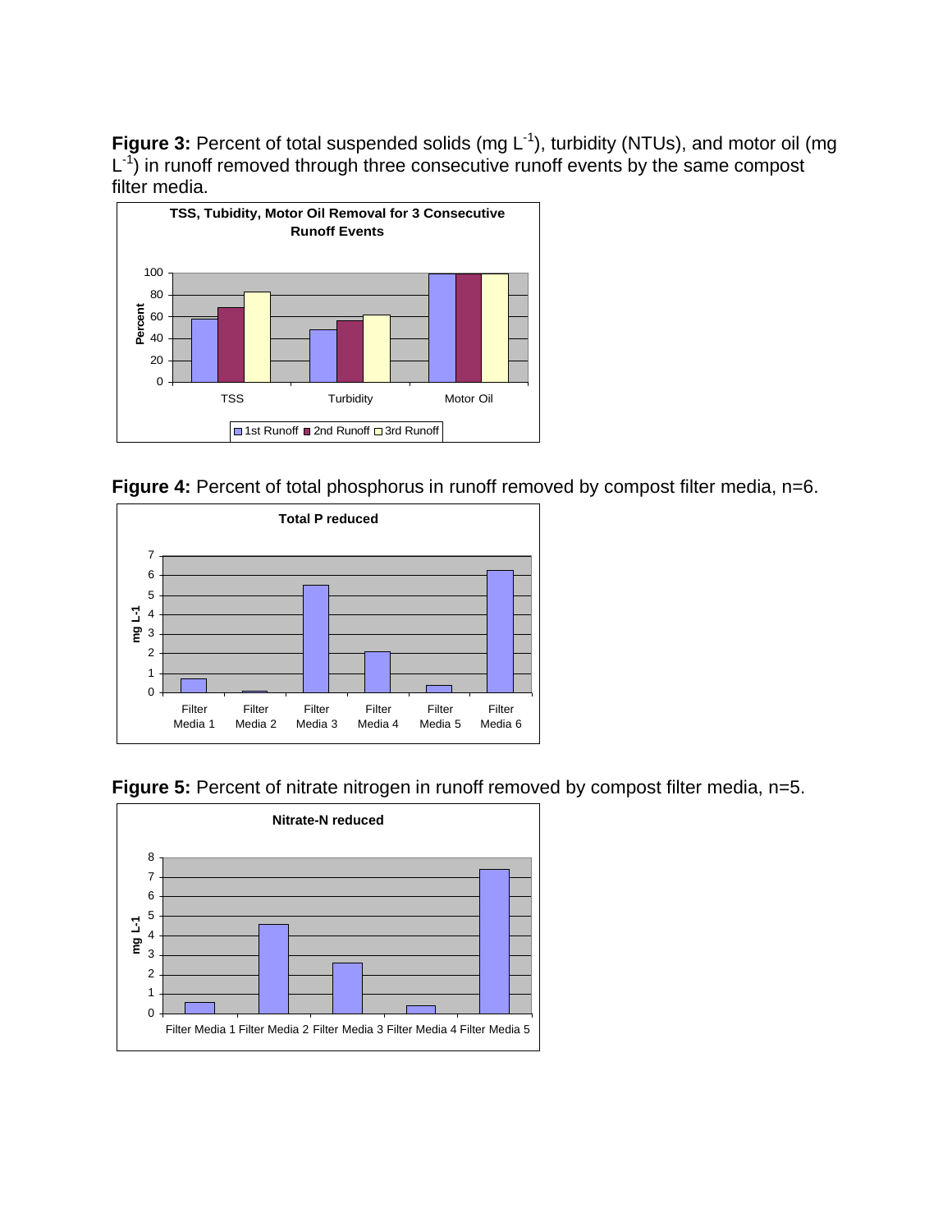**Figure 3:** Percent of total suspended solids (mg $L^{-1}$), turbidity (NTUs), and motor oil (mg $L^{-1}$) in runoff removed through three consecutive runoff events by the same compost filter media.

**Figure 4:** Percent of total phosphorus in runoff removed by compost filter media, n=6.

**Figure 5:** Percent of nitrate nitrogen in runoff removed by compost filter media, n=5.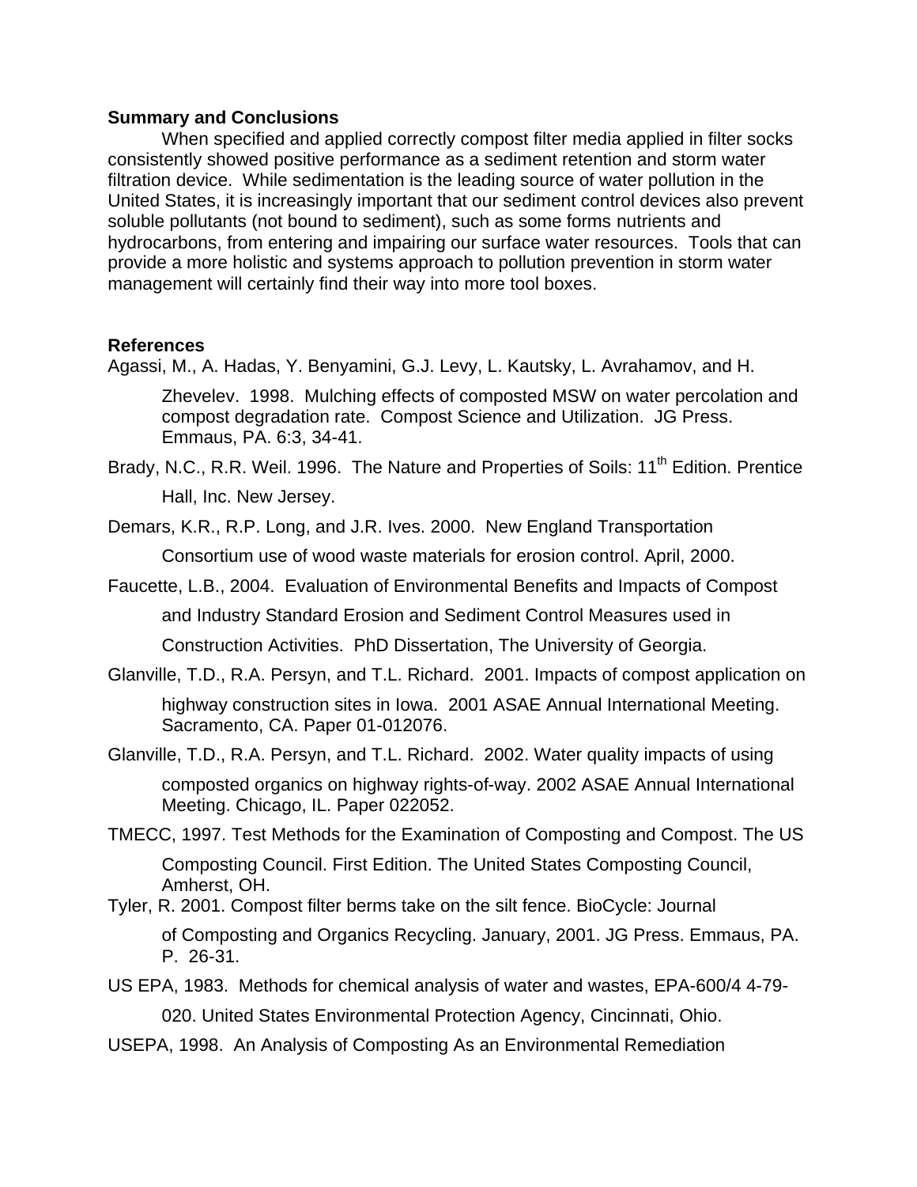**Summary and Conclusions**

When specified and applied correctly compost filter media applied in filter socks consistently showed positive performance as a sediment retention and storm water filtration device. While sedimentation is the leading source of water pollution in the United States, it is increasingly important that our sediment control devices also prevent soluble pollutants (not bound to sediment), such as some forms nutrients and hydrocarbons, from entering and impairing our surface water resources. Tools that can provide a more holistic and systems approach to pollution prevention in storm water management will certainly find their way into more tool boxes.

**References**

Agassi, M., A. Hadas, Y. Benyamini, G.J. Levy, L. Kautsky, L. Avrahamov, and H. Zhevelev. 1998. Mulching effects of composted MSW on water percolation and compost degradation rate. Compost Science and Utilization. JG Press. Emmaus, PA. 6:3, 34-41.

Brady, N.C., R.R. Weil. 1996. The Nature and Properties of Soils: 11th Edition. Prentice Hall, Inc. New Jersey.

Demars, K.R., R.P. Long, and J.R. Ives. 2000. New England Transportation Consortium use of wood waste materials for erosion control. April, 2000.

Faucette, L.B., 2004. Evaluation of Environmental Benefits and Impacts of Compost and Industry Standard Erosion and Sediment Control Measures used in Construction Activities. PhD Dissertation, The University of Georgia.

Glanville, T.D., R.A. Persyn, and T.L. Richard. 2001. Impacts of compost application on highway construction sites in Iowa. 2001 ASAE Annual International Meeting. Sacramento, CA. Paper 01-012076.

Glanville, T.D., R.A. Persyn, and T.L. Richard. 2002. Water quality impacts of using composted organics on highway rights-of-way. 2002 ASAE Annual International Meeting. Chicago, IL. Paper 022052.

TMECC, 1997. Test Methods for the Examination of Composting and Compost. The US Composting Council. First Edition. The United States Composting Council, Amherst, OH.

Tyler, R. 2001. Compost filter berms take on the silt fence. BioCycle: Journal of Composting and Organics Recycling. January, 2001. JG Press. Emmaus, PA. P. 26-31.

US EPA, 1983. Methods for chemical analysis of water and wastes, EPA-600/4 4-79-020. United States Environmental Protection Agency, Cincinnati, Ohio.

USEPA, 1998. An Analysis of Composting As an Environmental Remediation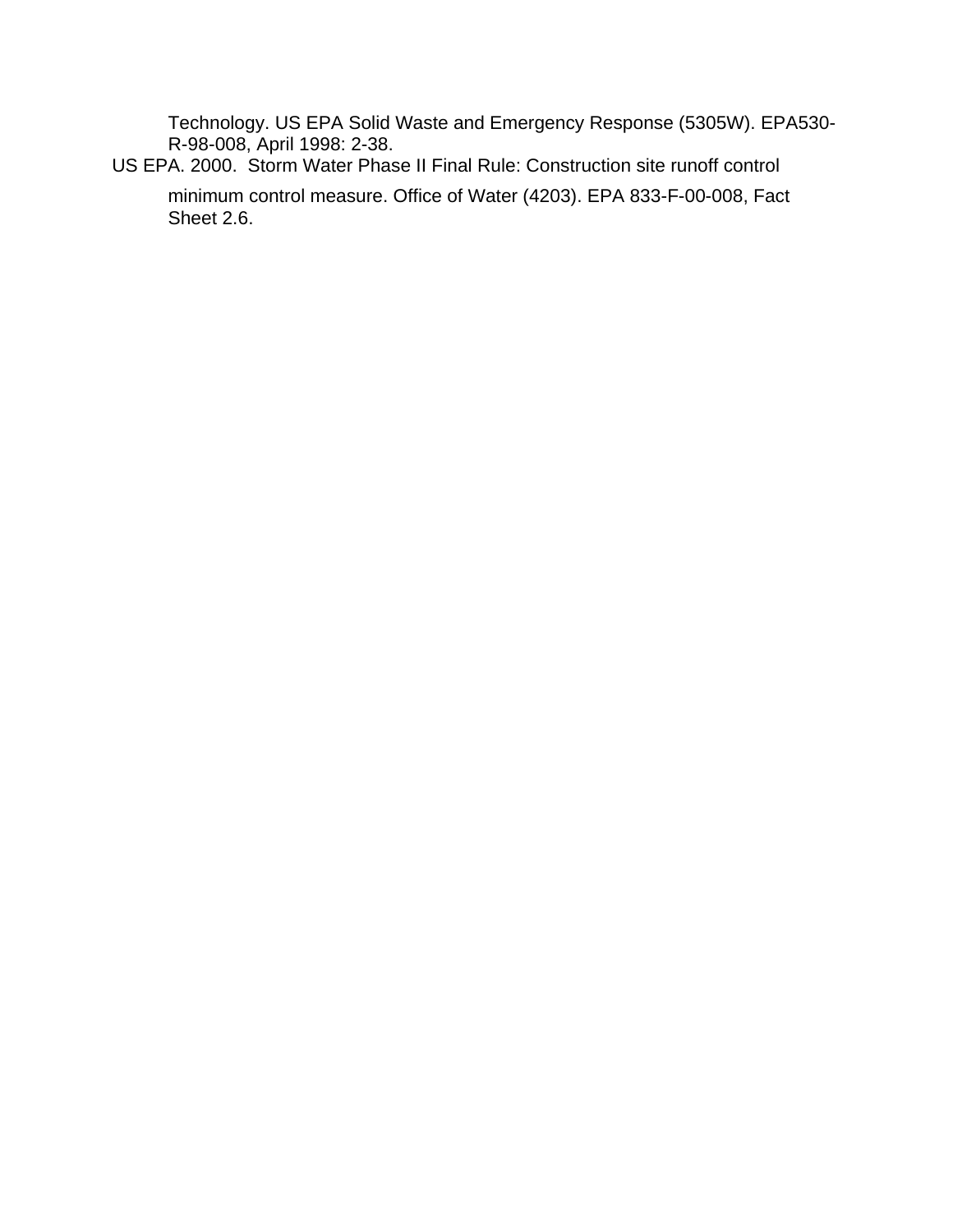Technology. US EPA Solid Waste and Emergency Response (5305W). EPA530-R-98-008, April 1998: 2-38.

US EPA. 2000. Storm Water Phase II Final Rule: Construction site runoff control minimum control measure. Office of Water (4203). EPA 833-F-00-008, Fact Sheet 2.6.